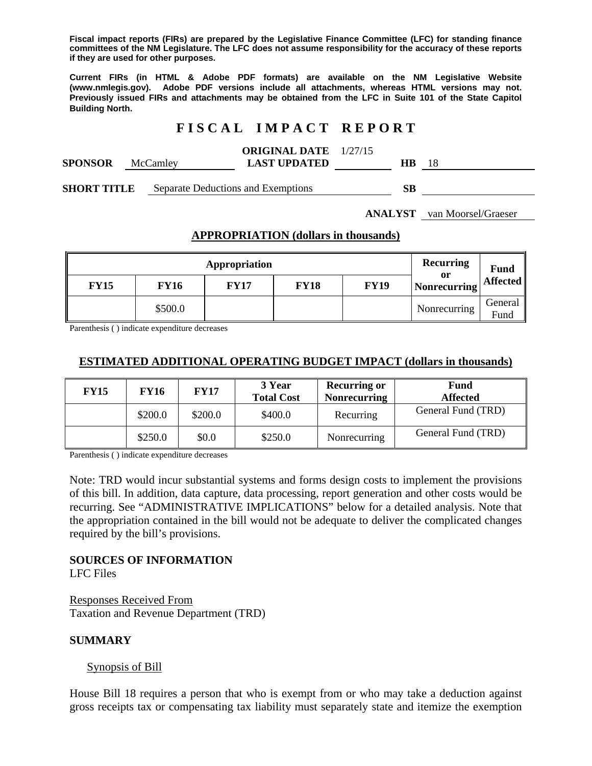**Fiscal impact reports (FIRs) are prepared by the Legislative Finance Committee (LFC) for standing finance committees of the NM Legislature. The LFC does not assume responsibility for the accuracy of these reports if they are used for other purposes.**

**Current FIRs (in HTML & Adobe PDF formats) are available on the NM Legislative Website (www.nmlegis.gov). Adobe PDF versions include all attachments, whereas HTML versions may not. Previously issued FIRs and attachments may be obtained from the LFC in Suite 101 of the State Capitol Building North.**

# F I S C A L   I M P A C T   R E P O R T

**SPONSOR** McCamley **ORIGINAL DATE** 1/27/15 **LAST UPDATED** **HB** 18

**SHORT TITLE** Separate Deductions and Exemptions **SB**

**ANALYST** van Moorsel/Graeser

## APPROPRIATION (dollars in thousands)

| Appropriation | | | | | Recurring or Nonrecurring | Fund Affected |
|---|---|---|---|---|---|---|
| FY15 | FY16 | FY17 | FY18 | FY19 | | |
| | $500.0 | | | | Nonrecurring | General Fund |

Parenthesis ( ) indicate expenditure decreases

## ESTIMATED ADDITIONAL OPERATING BUDGET IMPACT (dollars in thousands)

| FY15 | FY16 | FY17 | 3 Year Total Cost | Recurring or Nonrecurring | Fund Affected |
|---|---|---|---|---|---|
| | $200.0 | $200.0 | $400.0 | Recurring | General Fund (TRD) |
| | $250.0 | $0.0 | $250.0 | Nonrecurring | General Fund (TRD) |

Parenthesis ( ) indicate expenditure decreases

Note: TRD would incur substantial systems and forms design costs to implement the provisions of this bill. In addition, data capture, data processing, report generation and other costs would be recurring. See "ADMINISTRATIVE IMPLICATIONS" below for a detailed analysis. Note that the appropriation contained in the bill would not be adequate to deliver the complicated changes required by the bill's provisions.

**SOURCES OF INFORMATION**
LFC Files

Responses Received From
Taxation and Revenue Department (TRD)

**SUMMARY**

Synopsis of Bill

House Bill 18 requires a person that who is exempt from or who may take a deduction against gross receipts tax or compensating tax liability must separately state and itemize the exemption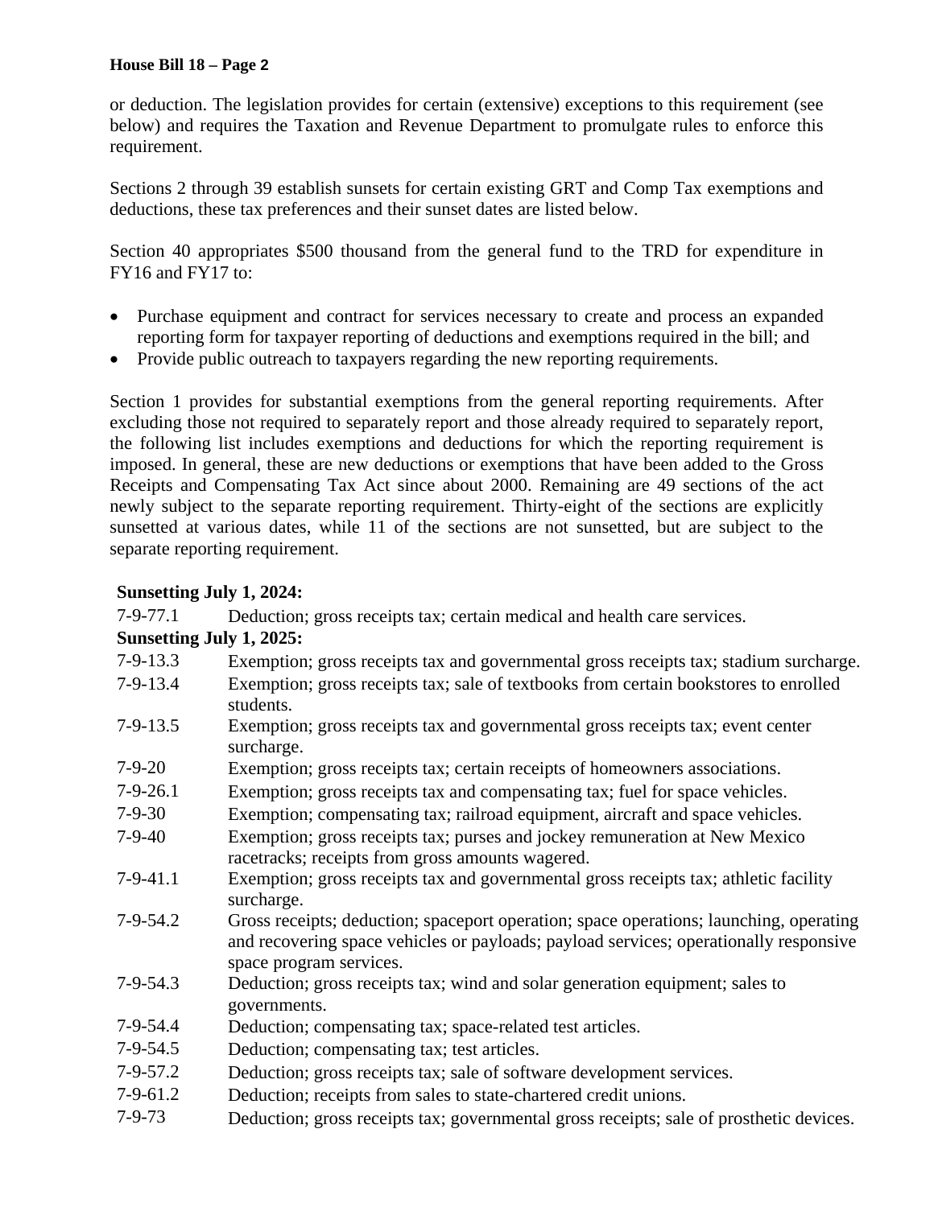or deduction. The legislation provides for certain (extensive) exceptions to this requirement (see below) and requires the Taxation and Revenue Department to promulgate rules to enforce this requirement.

Sections 2 through 39 establish sunsets for certain existing GRT and Comp Tax exemptions and deductions, these tax preferences and their sunset dates are listed below.

Section 40 appropriates $500 thousand from the general fund to the TRD for expenditure in FY16 and FY17 to:

- Purchase equipment and contract for services necessary to create and process an expanded reporting form for taxpayer reporting of deductions and exemptions required in the bill; and
- Provide public outreach to taxpayers regarding the new reporting requirements.

Section 1 provides for substantial exemptions from the general reporting requirements. After excluding those not required to separately report and those already required to separately report, the following list includes exemptions and deductions for which the reporting requirement is imposed. In general, these are new deductions or exemptions that have been added to the Gross Receipts and Compensating Tax Act since about 2000. Remaining are 49 sections of the act newly subject to the separate reporting requirement. Thirty-eight of the sections are explicitly sunsetted at various dates, while 11 of the sections are not sunsetted, but are subject to the separate reporting requirement.

**Sunsetting July 1, 2024:**

| | |
|---|---|
| 7-9-77.1 | Deduction; gross receipts tax; certain medical and health care services. |

**Sunsetting July 1, 2025:**

| | |
|---|---|
| 7-9-13.3 | Exemption; gross receipts tax and governmental gross receipts tax; stadium surcharge. |
| 7-9-13.4 | Exemption; gross receipts tax; sale of textbooks from certain bookstores to enrolled students. |
| 7-9-13.5 | Exemption; gross receipts tax and governmental gross receipts tax; event center surcharge. |
| 7-9-20 | Exemption; gross receipts tax; certain receipts of homeowners associations. |
| 7-9-26.1 | Exemption; gross receipts tax and compensating tax; fuel for space vehicles. |
| 7-9-30 | Exemption; compensating tax; railroad equipment, aircraft and space vehicles. |
| 7-9-40 | Exemption; gross receipts tax; purses and jockey remuneration at New Mexico racetracks; receipts from gross amounts wagered. |
| 7-9-41.1 | Exemption; gross receipts tax and governmental gross receipts tax; athletic facility surcharge. |
| 7-9-54.2 | Gross receipts; deduction; spaceport operation; space operations; launching, operating and recovering space vehicles or payloads; payload services; operationally responsive space program services. |
| 7-9-54.3 | Deduction; gross receipts tax; wind and solar generation equipment; sales to governments. |
| 7-9-54.4 | Deduction; compensating tax; space-related test articles. |
| 7-9-54.5 | Deduction; compensating tax; test articles. |
| 7-9-57.2 | Deduction; gross receipts tax; sale of software development services. |
| 7-9-61.2 | Deduction; receipts from sales to state-chartered credit unions. |
| 7-9-73 | Deduction; gross receipts tax; governmental gross receipts; sale of prosthetic devices. |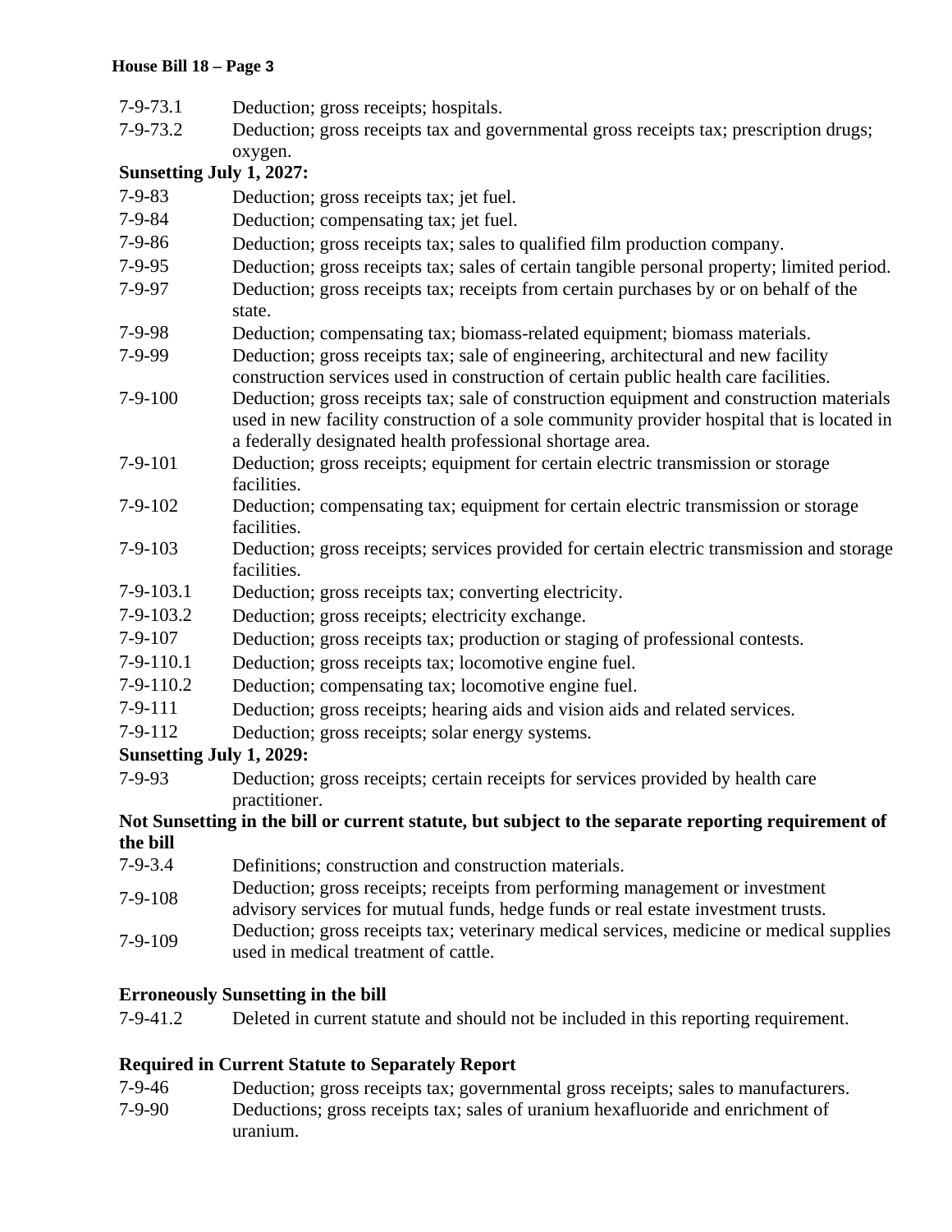| | |
|---|---|
| 7-9-73.1 | Deduction; gross receipts; hospitals. |
| 7-9-73.2 | Deduction; gross receipts tax and governmental gross receipts tax; prescription drugs; oxygen. |

**Sunsetting July 1, 2027:**

| | |
|---|---|
| 7-9-83 | Deduction; gross receipts tax; jet fuel. |
| 7-9-84 | Deduction; compensating tax; jet fuel. |
| 7-9-86 | Deduction; gross receipts tax; sales to qualified film production company. |
| 7-9-95 | Deduction; gross receipts tax; sales of certain tangible personal property; limited period. |
| 7-9-97 | Deduction; gross receipts tax; receipts from certain purchases by or on behalf of the state. |
| 7-9-98 | Deduction; compensating tax; biomass-related equipment; biomass materials. |
| 7-9-99 | Deduction; gross receipts tax; sale of engineering, architectural and new facility construction services used in construction of certain public health care facilities. |
| 7-9-100 | Deduction; gross receipts tax; sale of construction equipment and construction materials used in new facility construction of a sole community provider hospital that is located in a federally designated health professional shortage area. |
| 7-9-101 | Deduction; gross receipts; equipment for certain electric transmission or storage facilities. |
| 7-9-102 | Deduction; compensating tax; equipment for certain electric transmission or storage facilities. |
| 7-9-103 | Deduction; gross receipts; services provided for certain electric transmission and storage facilities. |
| 7-9-103.1 | Deduction; gross receipts tax; converting electricity. |
| 7-9-103.2 | Deduction; gross receipts; electricity exchange. |
| 7-9-107 | Deduction; gross receipts tax; production or staging of professional contests. |
| 7-9-110.1 | Deduction; gross receipts tax; locomotive engine fuel. |
| 7-9-110.2 | Deduction; compensating tax; locomotive engine fuel. |
| 7-9-111 | Deduction; gross receipts; hearing aids and vision aids and related services. |
| 7-9-112 | Deduction; gross receipts; solar energy systems. |

**Sunsetting July 1, 2029:**

| | |
|---|---|
| 7-9-93 | Deduction; gross receipts; certain receipts for services provided by health care practitioner. |

**Not Sunsetting in the bill or current statute, but subject to the separate reporting requirement of the bill**

| | |
|---|---|
| 7-9-3.4 | Definitions; construction and construction materials. |
| 7-9-108 | Deduction; gross receipts; receipts from performing management or investment advisory services for mutual funds, hedge funds or real estate investment trusts. |
| 7-9-109 | Deduction; gross receipts tax; veterinary medical services, medicine or medical supplies used in medical treatment of cattle. |

**Erroneously Sunsetting in the bill**

| | |
|---|---|
| 7-9-41.2 | Deleted in current statute and should not be included in this reporting requirement. |

**Required in Current Statute to Separately Report**

| | |
|---|---|
| 7-9-46 | Deduction; gross receipts tax; governmental gross receipts; sales to manufacturers. |
| 7-9-90 | Deductions; gross receipts tax; sales of uranium hexafluoride and enrichment of uranium. |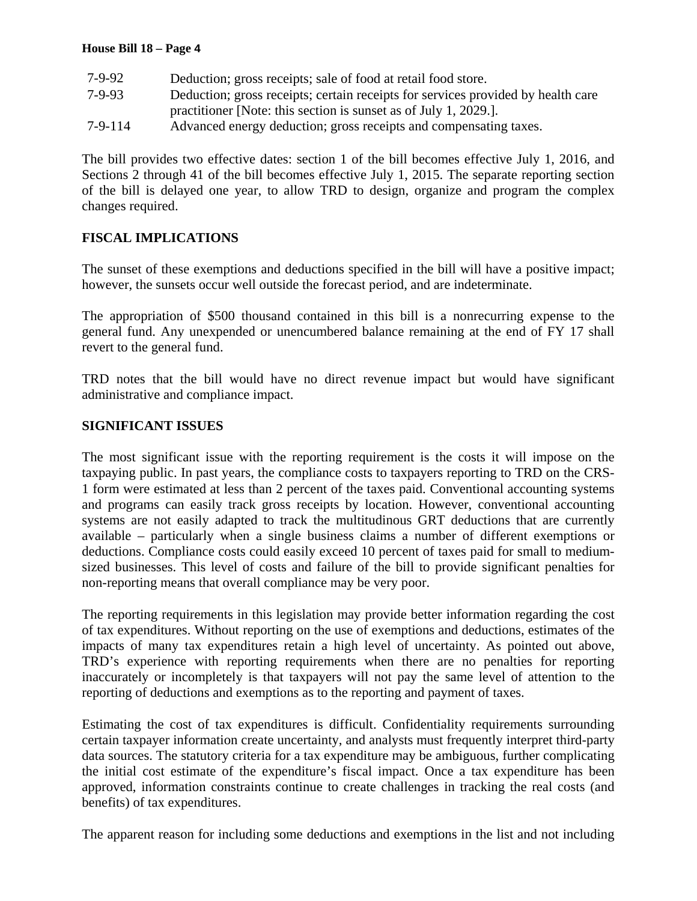| | |
|---|---|
| 7-9-92 | Deduction; gross receipts; sale of food at retail food store. |
| 7-9-93 | Deduction; gross receipts; certain receipts for services provided by health care practitioner [Note: this section is sunset as of July 1, 2029.]. |
| 7-9-114 | Advanced energy deduction; gross receipts and compensating taxes. |

The bill provides two effective dates: section 1 of the bill becomes effective July 1, 2016, and Sections 2 through 41 of the bill becomes effective July 1, 2015. The separate reporting section of the bill is delayed one year, to allow TRD to design, organize and program the complex changes required.

**FISCAL IMPLICATIONS**

The sunset of these exemptions and deductions specified in the bill will have a positive impact; however, the sunsets occur well outside the forecast period, and are indeterminate.

The appropriation of $500 thousand contained in this bill is a nonrecurring expense to the general fund. Any unexpended or unencumbered balance remaining at the end of FY 17 shall revert to the general fund.

TRD notes that the bill would have no direct revenue impact but would have significant administrative and compliance impact.

**SIGNIFICANT ISSUES**

The most significant issue with the reporting requirement is the costs it will impose on the taxpaying public. In past years, the compliance costs to taxpayers reporting to TRD on the CRS-1 form were estimated at less than 2 percent of the taxes paid. Conventional accounting systems and programs can easily track gross receipts by location. However, conventional accounting systems are not easily adapted to track the multitudinous GRT deductions that are currently available – particularly when a single business claims a number of different exemptions or deductions. Compliance costs could easily exceed 10 percent of taxes paid for small to medium-sized businesses. This level of costs and failure of the bill to provide significant penalties for non-reporting means that overall compliance may be very poor.

The reporting requirements in this legislation may provide better information regarding the cost of tax expenditures. Without reporting on the use of exemptions and deductions, estimates of the impacts of many tax expenditures retain a high level of uncertainty. As pointed out above, TRD's experience with reporting requirements when there are no penalties for reporting inaccurately or incompletely is that taxpayers will not pay the same level of attention to the reporting of deductions and exemptions as to the reporting and payment of taxes.

Estimating the cost of tax expenditures is difficult. Confidentiality requirements surrounding certain taxpayer information create uncertainty, and analysts must frequently interpret third-party data sources. The statutory criteria for a tax expenditure may be ambiguous, further complicating the initial cost estimate of the expenditure's fiscal impact. Once a tax expenditure has been approved, information constraints continue to create challenges in tracking the real costs (and benefits) of tax expenditures.

The apparent reason for including some deductions and exemptions in the list and not including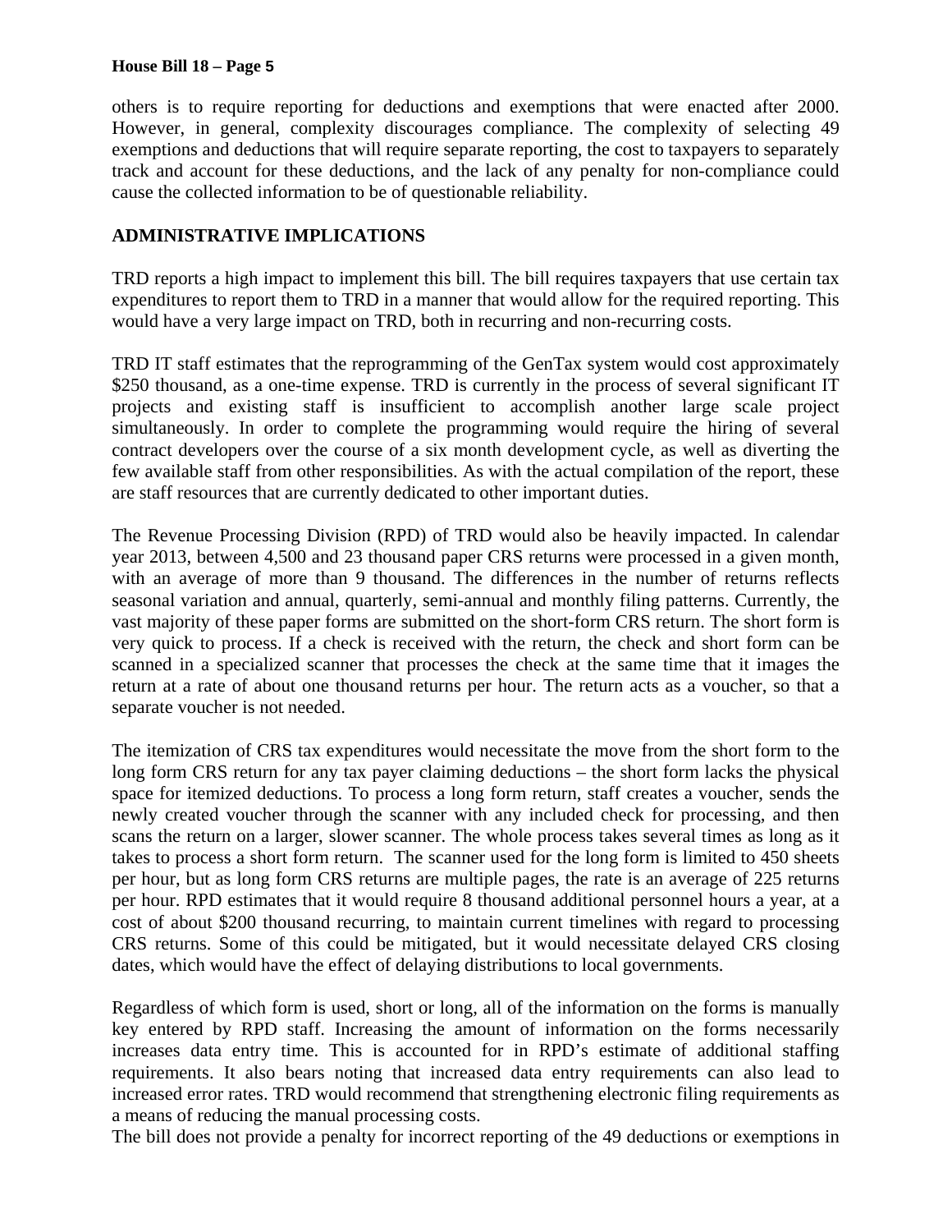others is to require reporting for deductions and exemptions that were enacted after 2000. However, in general, complexity discourages compliance. The complexity of selecting 49 exemptions and deductions that will require separate reporting, the cost to taxpayers to separately track and account for these deductions, and the lack of any penalty for non-compliance could cause the collected information to be of questionable reliability.

## ADMINISTRATIVE IMPLICATIONS

TRD reports a high impact to implement this bill. The bill requires taxpayers that use certain tax expenditures to report them to TRD in a manner that would allow for the required reporting. This would have a very large impact on TRD, both in recurring and non-recurring costs.

TRD IT staff estimates that the reprogramming of the GenTax system would cost approximately $250 thousand, as a one-time expense. TRD is currently in the process of several significant IT projects and existing staff is insufficient to accomplish another large scale project simultaneously. In order to complete the programming would require the hiring of several contract developers over the course of a six month development cycle, as well as diverting the few available staff from other responsibilities. As with the actual compilation of the report, these are staff resources that are currently dedicated to other important duties.

The Revenue Processing Division (RPD) of TRD would also be heavily impacted. In calendar year 2013, between 4,500 and 23 thousand paper CRS returns were processed in a given month, with an average of more than 9 thousand. The differences in the number of returns reflects seasonal variation and annual, quarterly, semi-annual and monthly filing patterns. Currently, the vast majority of these paper forms are submitted on the short-form CRS return. The short form is very quick to process. If a check is received with the return, the check and short form can be scanned in a specialized scanner that processes the check at the same time that it images the return at a rate of about one thousand returns per hour. The return acts as a voucher, so that a separate voucher is not needed.

The itemization of CRS tax expenditures would necessitate the move from the short form to the long form CRS return for any tax payer claiming deductions – the short form lacks the physical space for itemized deductions. To process a long form return, staff creates a voucher, sends the newly created voucher through the scanner with any included check for processing, and then scans the return on a larger, slower scanner. The whole process takes several times as long as it takes to process a short form return. The scanner used for the long form is limited to 450 sheets per hour, but as long form CRS returns are multiple pages, the rate is an average of 225 returns per hour. RPD estimates that it would require 8 thousand additional personnel hours a year, at a cost of about $200 thousand recurring, to maintain current timelines with regard to processing CRS returns. Some of this could be mitigated, but it would necessitate delayed CRS closing dates, which would have the effect of delaying distributions to local governments.

Regardless of which form is used, short or long, all of the information on the forms is manually key entered by RPD staff. Increasing the amount of information on the forms necessarily increases data entry time. This is accounted for in RPD's estimate of additional staffing requirements. It also bears noting that increased data entry requirements can also lead to increased error rates. TRD would recommend that strengthening electronic filing requirements as a means of reducing the manual processing costs.

The bill does not provide a penalty for incorrect reporting of the 49 deductions or exemptions in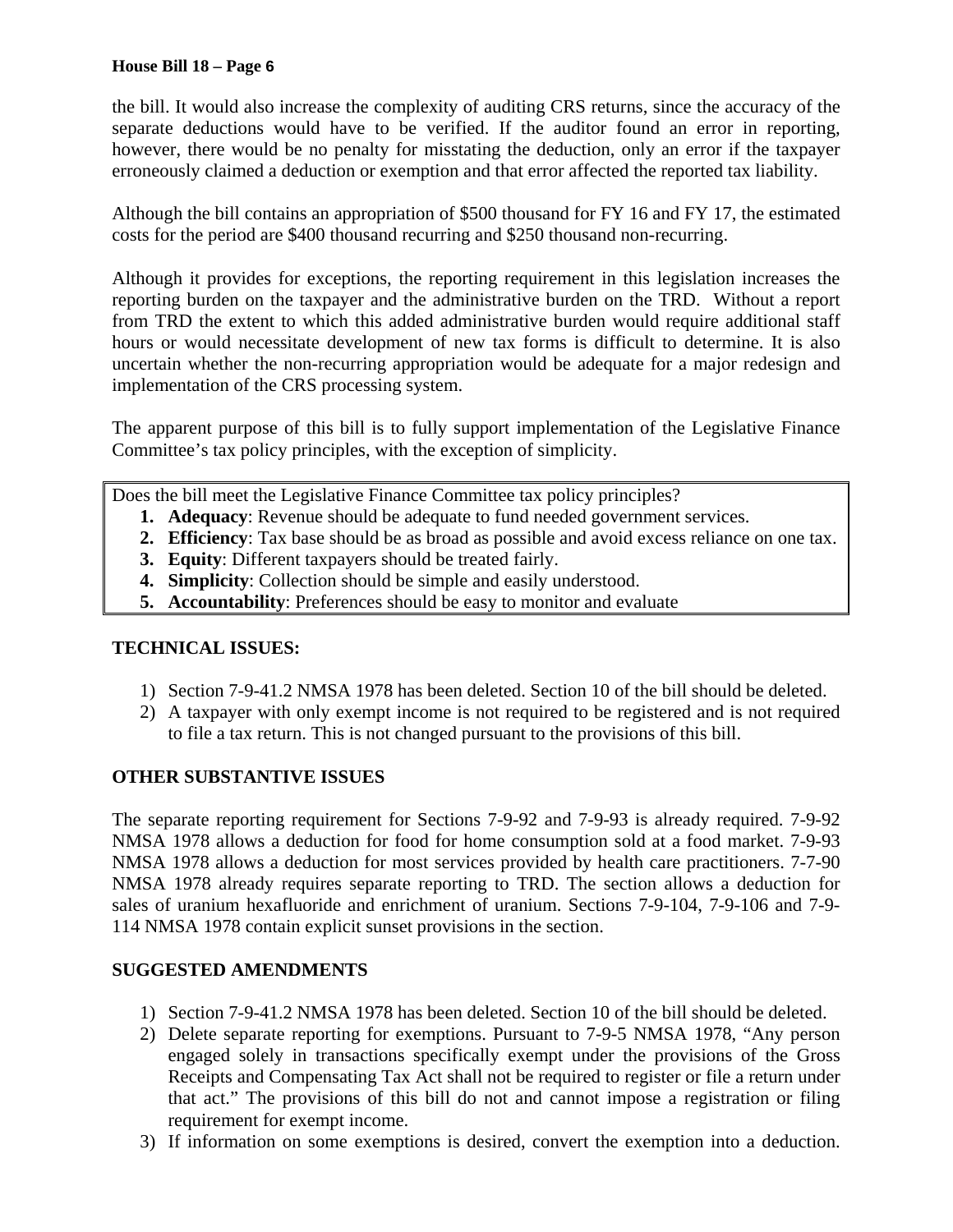the bill. It would also increase the complexity of auditing CRS returns, since the accuracy of the separate deductions would have to be verified. If the auditor found an error in reporting, however, there would be no penalty for misstating the deduction, only an error if the taxpayer erroneously claimed a deduction or exemption and that error affected the reported tax liability.

Although the bill contains an appropriation of $500 thousand for FY 16 and FY 17, the estimated costs for the period are $400 thousand recurring and $250 thousand non-recurring.

Although it provides for exceptions, the reporting requirement in this legislation increases the reporting burden on the taxpayer and the administrative burden on the TRD. Without a report from TRD the extent to which this added administrative burden would require additional staff hours or would necessitate development of new tax forms is difficult to determine. It is also uncertain whether the non-recurring appropriation would be adequate for a major redesign and implementation of the CRS processing system.

The apparent purpose of this bill is to fully support implementation of the Legislative Finance Committee's tax policy principles, with the exception of simplicity.

Does the bill meet the Legislative Finance Committee tax policy principles?

1. **Adequacy**: Revenue should be adequate to fund needed government services.
2. **Efficiency**: Tax base should be as broad as possible and avoid excess reliance on one tax.
3. **Equity**: Different taxpayers should be treated fairly.
4. **Simplicity**: Collection should be simple and easily understood.
5. **Accountability**: Preferences should be easy to monitor and evaluate

**TECHNICAL ISSUES:**

1) Section 7-9-41.2 NMSA 1978 has been deleted. Section 10 of the bill should be deleted.
2) A taxpayer with only exempt income is not required to be registered and is not required to file a tax return. This is not changed pursuant to the provisions of this bill.

**OTHER SUBSTANTIVE ISSUES**

The separate reporting requirement for Sections 7-9-92 and 7-9-93 is already required. 7-9-92 NMSA 1978 allows a deduction for food for home consumption sold at a food market. 7-9-93 NMSA 1978 allows a deduction for most services provided by health care practitioners. 7-7-90 NMSA 1978 already requires separate reporting to TRD. The section allows a deduction for sales of uranium hexafluoride and enrichment of uranium. Sections 7-9-104, 7-9-106 and 7-9-114 NMSA 1978 contain explicit sunset provisions in the section.

**SUGGESTED AMENDMENTS**

1) Section 7-9-41.2 NMSA 1978 has been deleted. Section 10 of the bill should be deleted.
2) Delete separate reporting for exemptions. Pursuant to 7-9-5 NMSA 1978, "Any person engaged solely in transactions specifically exempt under the provisions of the Gross Receipts and Compensating Tax Act shall not be required to register or file a return under that act." The provisions of this bill do not and cannot impose a registration or filing requirement for exempt income.
3) If information on some exemptions is desired, convert the exemption into a deduction.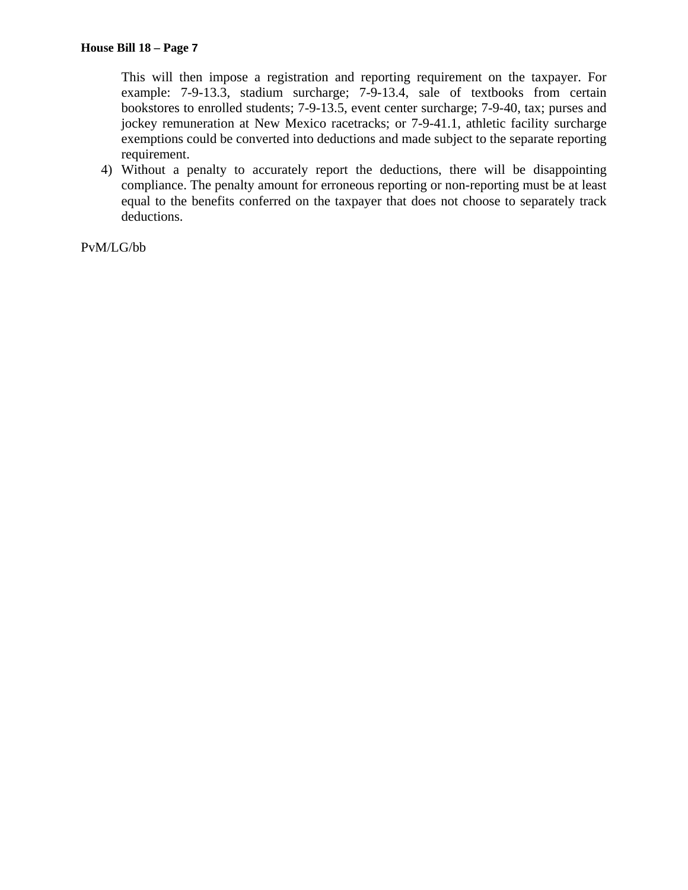This will then impose a registration and reporting requirement on the taxpayer. For example: 7-9-13.3, stadium surcharge; 7-9-13.4, sale of textbooks from certain bookstores to enrolled students; 7-9-13.5, event center surcharge; 7-9-40, tax; purses and jockey remuneration at New Mexico racetracks; or 7-9-41.1, athletic facility surcharge exemptions could be converted into deductions and made subject to the separate reporting requirement.

4) Without a penalty to accurately report the deductions, there will be disappointing compliance. The penalty amount for erroneous reporting or non-reporting must be at least equal to the benefits conferred on the taxpayer that does not choose to separately track deductions.

PvM/LG/bb